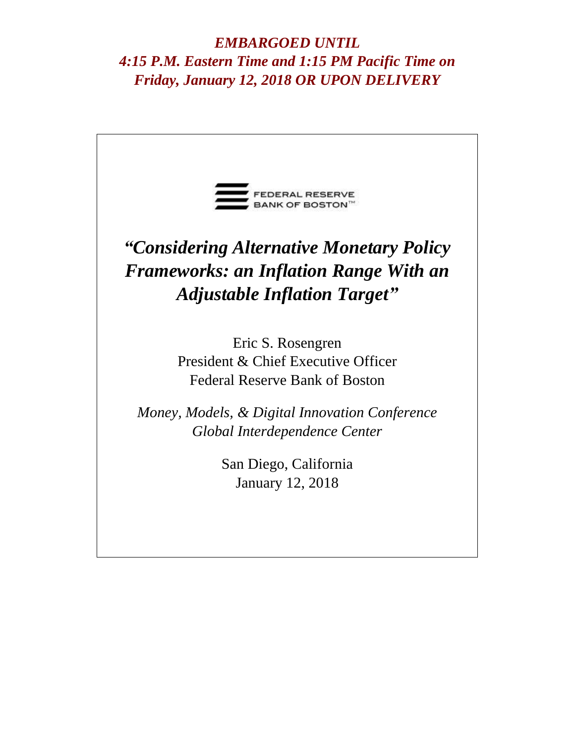***EMBARGOED UNTIL***
***4:15 P.M. Eastern Time and 1:15 PM Pacific Time on***
***Friday, January 12, 2018 OR UPON DELIVERY***

FEDERAL RESERVE BANK OF BOSTON™

# *"Considering Alternative Monetary Policy Frameworks: an Inflation Range With an Adjustable Inflation Target"*

Eric S. Rosengren
President & Chief Executive Officer
Federal Reserve Bank of Boston

*Money, Models, & Digital Innovation Conference*
*Global Interdependence Center*

San Diego, California
January 12, 2018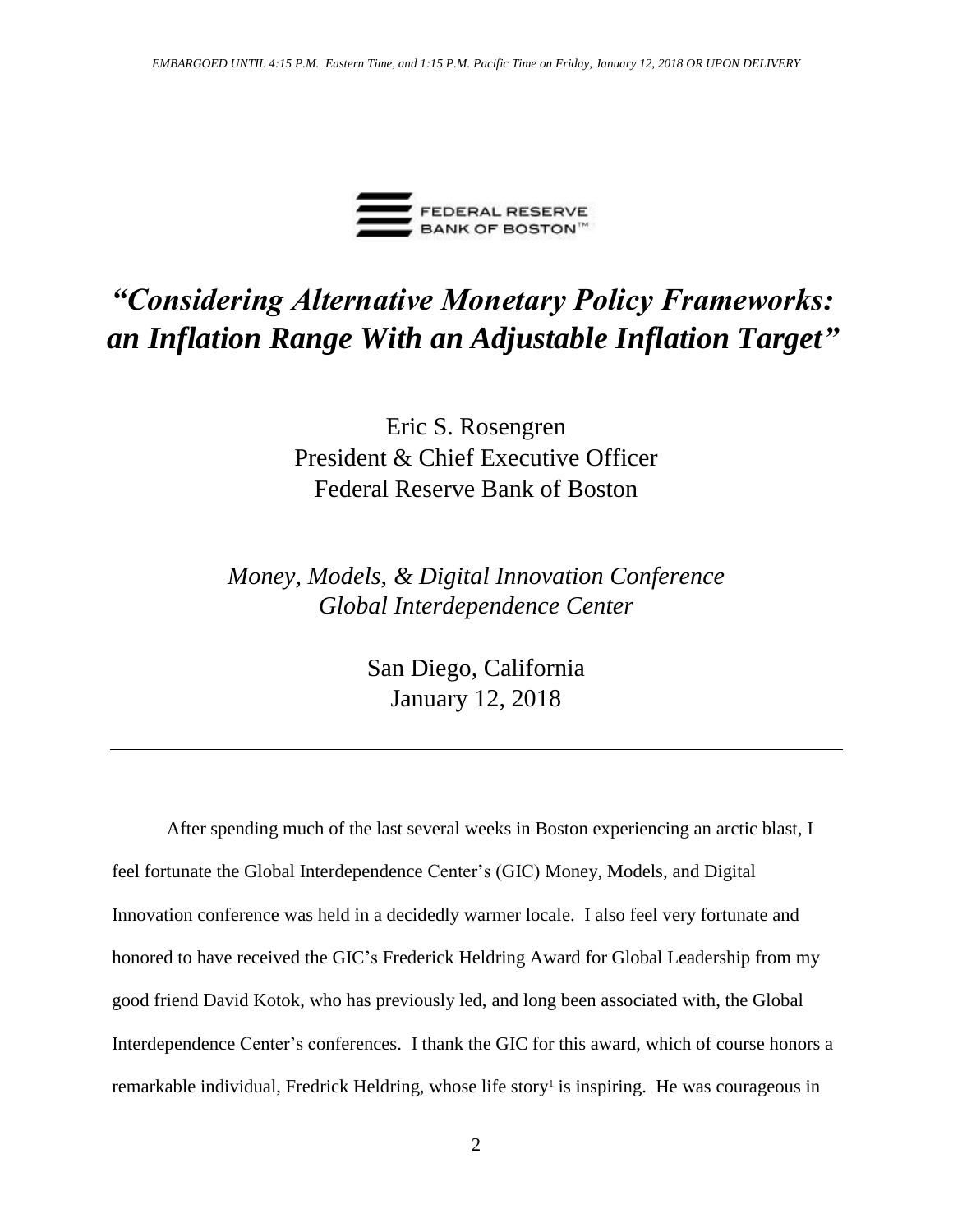*EMBARGOED UNTIL 4:15 P.M. Eastern Time, and 1:15 P.M. Pacific Time on Friday, January 12, 2018 OR UPON DELIVERY*

FEDERAL RESERVE BANK OF BOSTON™

# *"Considering Alternative Monetary Policy Frameworks: an Inflation Range With an Adjustable Inflation Target"*

Eric S. Rosengren
President & Chief Executive Officer
Federal Reserve Bank of Boston

*Money, Models, & Digital Innovation Conference*
*Global Interdependence Center*

San Diego, California
January 12, 2018

---

After spending much of the last several weeks in Boston experiencing an arctic blast, I feel fortunate the Global Interdependence Center's (GIC) Money, Models, and Digital Innovation conference was held in a decidedly warmer locale. I also feel very fortunate and honored to have received the GIC's Frederick Heldring Award for Global Leadership from my good friend David Kotok, who has previously led, and long been associated with, the Global Interdependence Center's conferences. I thank the GIC for this award, which of course honors a remarkable individual, Fredrick Heldring, whose life story[1] is inspiring. He was courageous in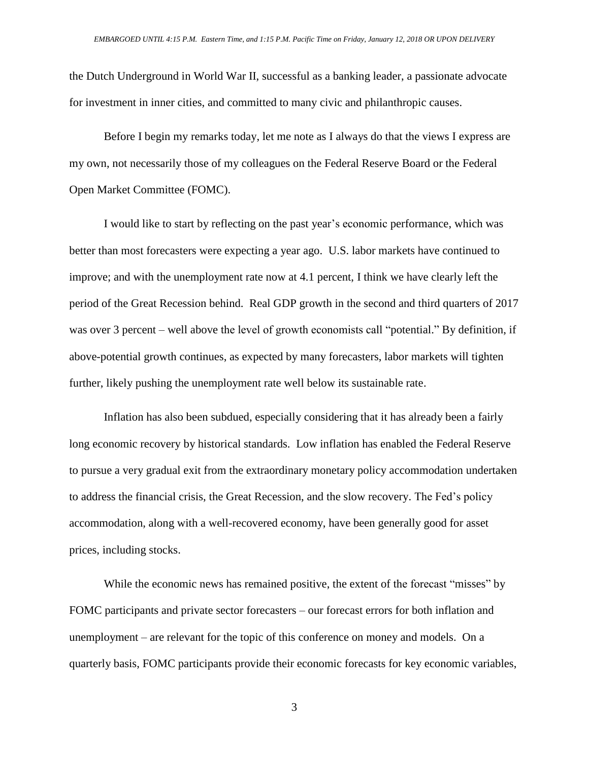the Dutch Underground in World War II, successful as a banking leader, a passionate advocate for investment in inner cities, and committed to many civic and philanthropic causes.

Before I begin my remarks today, let me note as I always do that the views I express are my own, not necessarily those of my colleagues on the Federal Reserve Board or the Federal Open Market Committee (FOMC).

I would like to start by reflecting on the past year's economic performance, which was better than most forecasters were expecting a year ago. U.S. labor markets have continued to improve; and with the unemployment rate now at 4.1 percent, I think we have clearly left the period of the Great Recession behind. Real GDP growth in the second and third quarters of 2017 was over 3 percent – well above the level of growth economists call "potential." By definition, if above-potential growth continues, as expected by many forecasters, labor markets will tighten further, likely pushing the unemployment rate well below its sustainable rate.

Inflation has also been subdued, especially considering that it has already been a fairly long economic recovery by historical standards. Low inflation has enabled the Federal Reserve to pursue a very gradual exit from the extraordinary monetary policy accommodation undertaken to address the financial crisis, the Great Recession, and the slow recovery. The Fed's policy accommodation, along with a well-recovered economy, have been generally good for asset prices, including stocks.

While the economic news has remained positive, the extent of the forecast "misses" by FOMC participants and private sector forecasters – our forecast errors for both inflation and unemployment – are relevant for the topic of this conference on money and models. On a quarterly basis, FOMC participants provide their economic forecasts for key economic variables,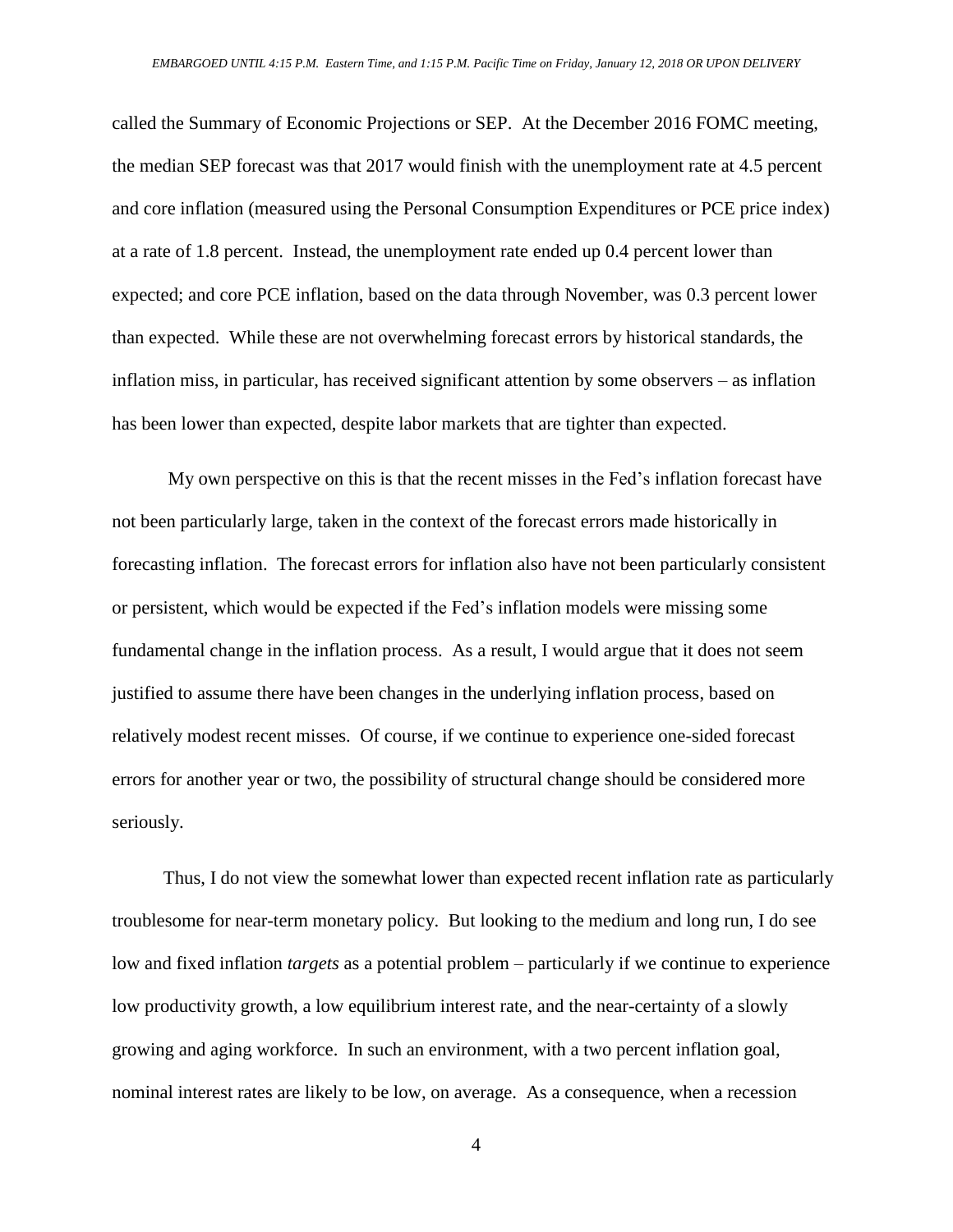called the Summary of Economic Projections or SEP. At the December 2016 FOMC meeting, the median SEP forecast was that 2017 would finish with the unemployment rate at 4.5 percent and core inflation (measured using the Personal Consumption Expenditures or PCE price index) at a rate of 1.8 percent. Instead, the unemployment rate ended up 0.4 percent lower than expected; and core PCE inflation, based on the data through November, was 0.3 percent lower than expected. While these are not overwhelming forecast errors by historical standards, the inflation miss, in particular, has received significant attention by some observers – as inflation has been lower than expected, despite labor markets that are tighter than expected.

My own perspective on this is that the recent misses in the Fed's inflation forecast have not been particularly large, taken in the context of the forecast errors made historically in forecasting inflation. The forecast errors for inflation also have not been particularly consistent or persistent, which would be expected if the Fed's inflation models were missing some fundamental change in the inflation process. As a result, I would argue that it does not seem justified to assume there have been changes in the underlying inflation process, based on relatively modest recent misses. Of course, if we continue to experience one-sided forecast errors for another year or two, the possibility of structural change should be considered more seriously.

Thus, I do not view the somewhat lower than expected recent inflation rate as particularly troublesome for near-term monetary policy. But looking to the medium and long run, I do see low and fixed inflation *targets* as a potential problem – particularly if we continue to experience low productivity growth, a low equilibrium interest rate, and the near-certainty of a slowly growing and aging workforce. In such an environment, with a two percent inflation goal, nominal interest rates are likely to be low, on average. As a consequence, when a recession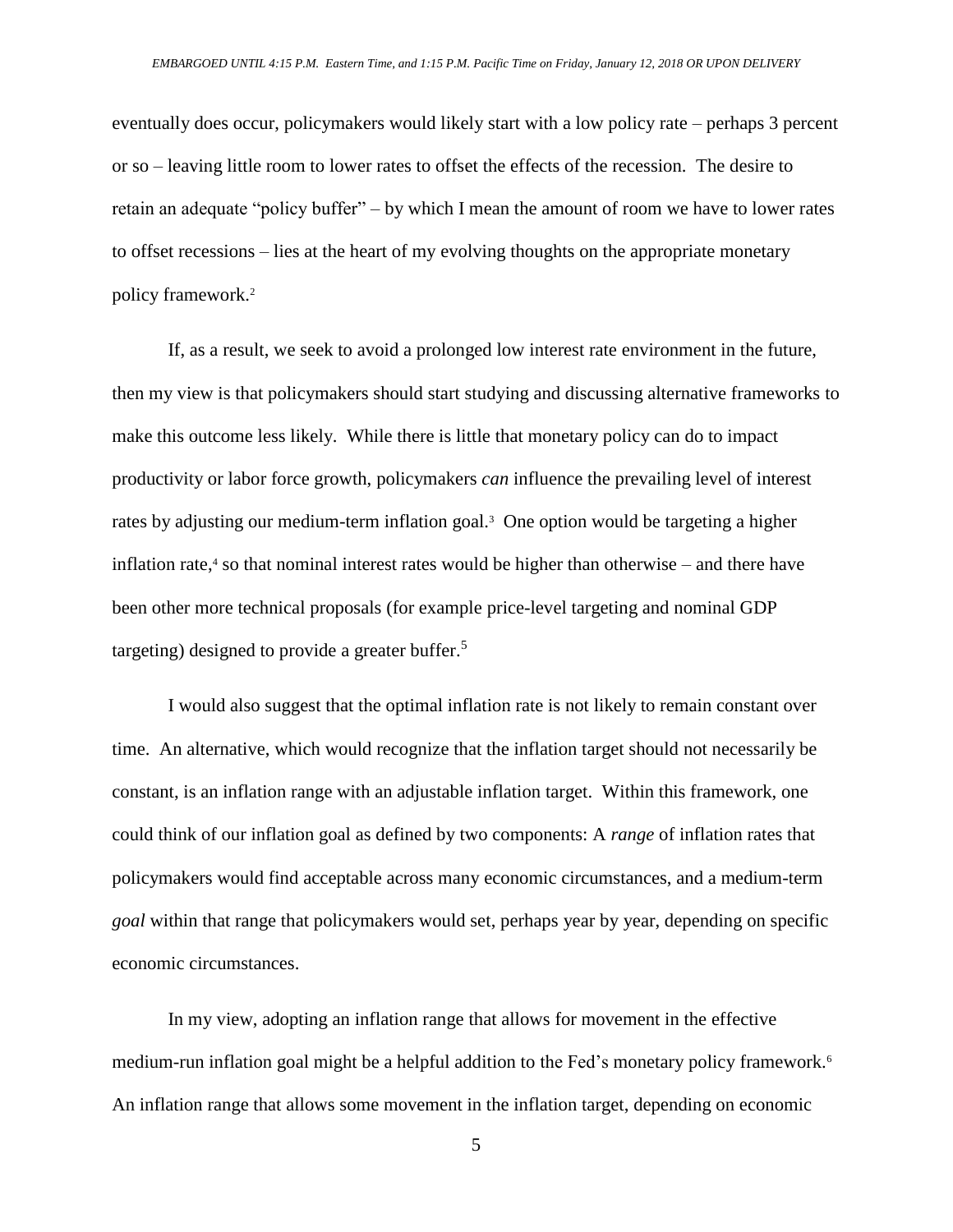eventually does occur, policymakers would likely start with a low policy rate – perhaps 3 percent or so – leaving little room to lower rates to offset the effects of the recession. The desire to retain an adequate "policy buffer" – by which I mean the amount of room we have to lower rates to offset recessions – lies at the heart of my evolving thoughts on the appropriate monetary policy framework.[2]

If, as a result, we seek to avoid a prolonged low interest rate environment in the future, then my view is that policymakers should start studying and discussing alternative frameworks to make this outcome less likely. While there is little that monetary policy can do to impact productivity or labor force growth, policymakers *can* influence the prevailing level of interest rates by adjusting our medium-term inflation goal.[3] One option would be targeting a higher inflation rate,[4] so that nominal interest rates would be higher than otherwise – and there have been other more technical proposals (for example price-level targeting and nominal GDP targeting) designed to provide a greater buffer.[5]

I would also suggest that the optimal inflation rate is not likely to remain constant over time. An alternative, which would recognize that the inflation target should not necessarily be constant, is an inflation range with an adjustable inflation target. Within this framework, one could think of our inflation goal as defined by two components: A *range* of inflation rates that policymakers would find acceptable across many economic circumstances, and a medium-term *goal* within that range that policymakers would set, perhaps year by year, depending on specific economic circumstances.

In my view, adopting an inflation range that allows for movement in the effective medium-run inflation goal might be a helpful addition to the Fed's monetary policy framework.[6] An inflation range that allows some movement in the inflation target, depending on economic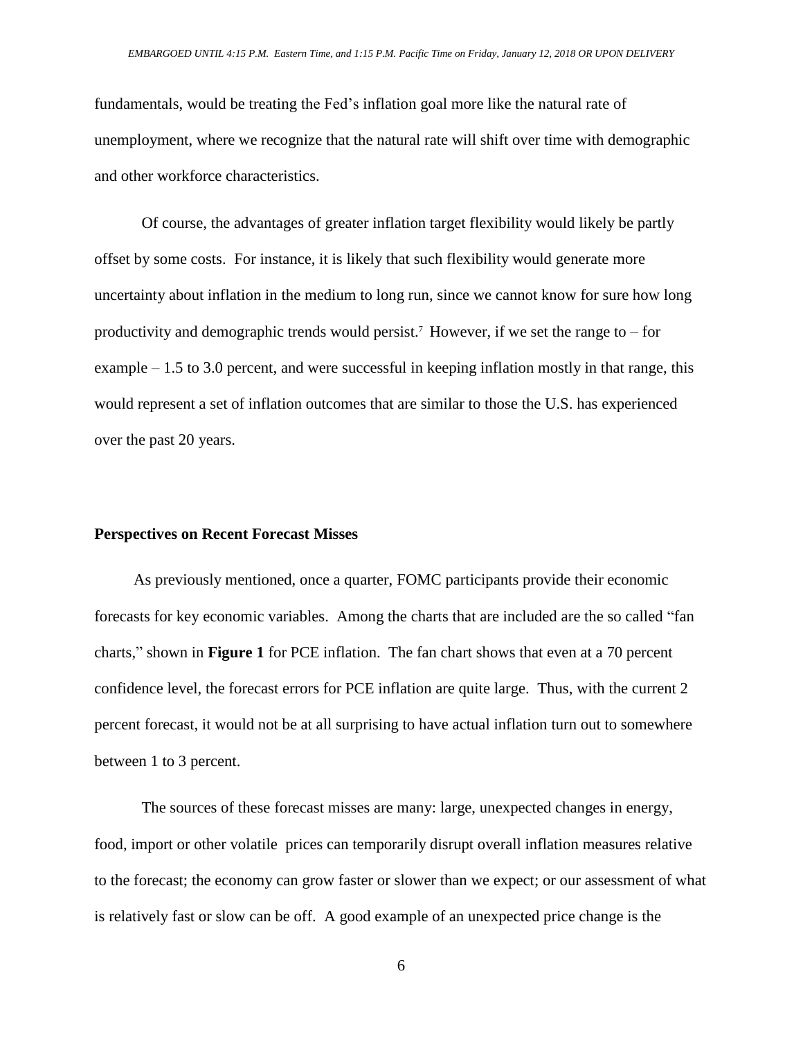fundamentals, would be treating the Fed's inflation goal more like the natural rate of unemployment, where we recognize that the natural rate will shift over time with demographic and other workforce characteristics.

Of course, the advantages of greater inflation target flexibility would likely be partly offset by some costs. For instance, it is likely that such flexibility would generate more uncertainty about inflation in the medium to long run, since we cannot know for sure how long productivity and demographic trends would persist.[7] However, if we set the range to – for example – 1.5 to 3.0 percent, and were successful in keeping inflation mostly in that range, this would represent a set of inflation outcomes that are similar to those the U.S. has experienced over the past 20 years.

**Perspectives on Recent Forecast Misses**

As previously mentioned, once a quarter, FOMC participants provide their economic forecasts for key economic variables. Among the charts that are included are the so called "fan charts," shown in **Figure 1** for PCE inflation. The fan chart shows that even at a 70 percent confidence level, the forecast errors for PCE inflation are quite large. Thus, with the current 2 percent forecast, it would not be at all surprising to have actual inflation turn out to somewhere between 1 to 3 percent.

The sources of these forecast misses are many: large, unexpected changes in energy, food, import or other volatile prices can temporarily disrupt overall inflation measures relative to the forecast; the economy can grow faster or slower than we expect; or our assessment of what is relatively fast or slow can be off. A good example of an unexpected price change is the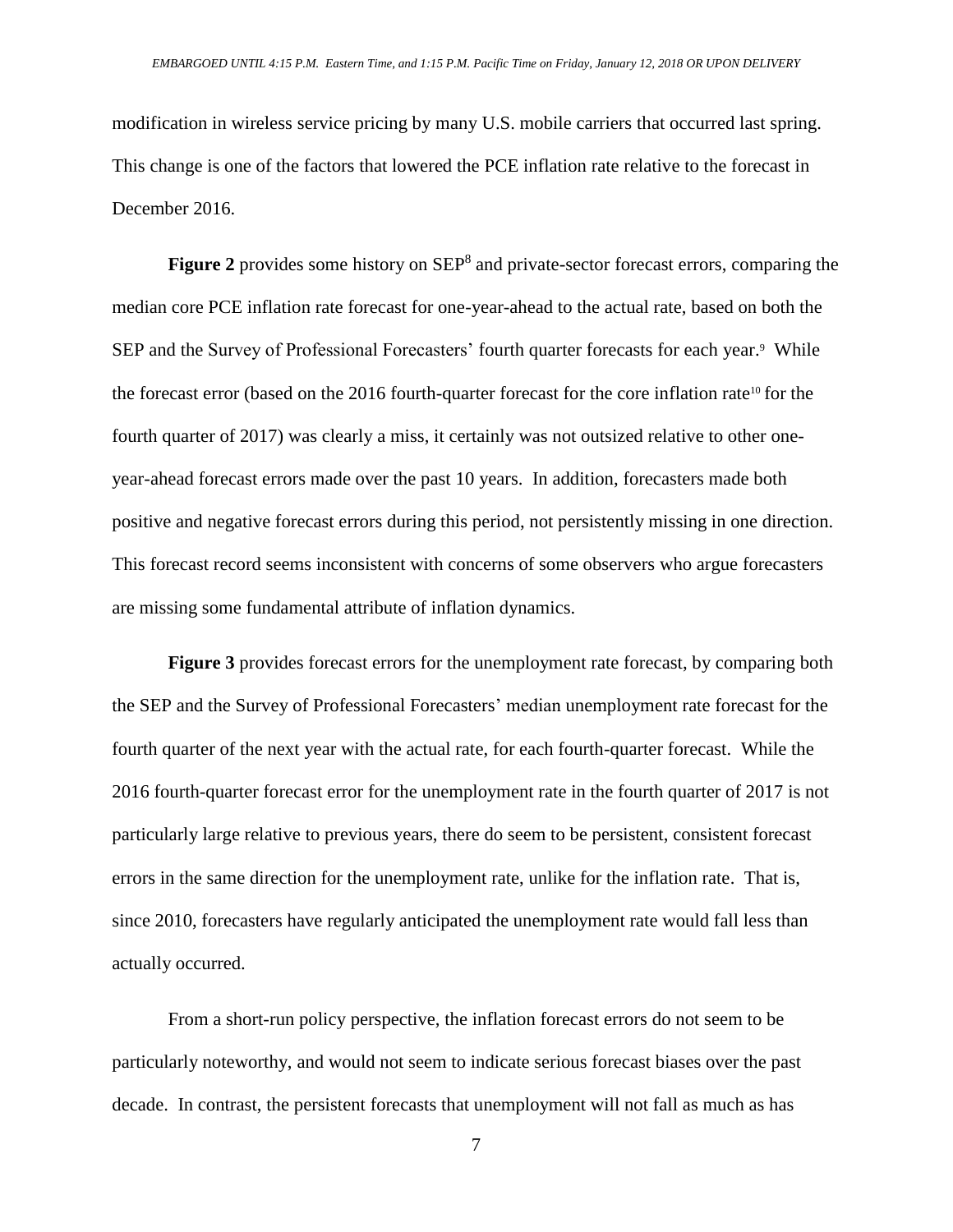modification in wireless service pricing by many U.S. mobile carriers that occurred last spring. This change is one of the factors that lowered the PCE inflation rate relative to the forecast in December 2016.

**Figure 2** provides some history on SEP[8] and private-sector forecast errors, comparing the median core PCE inflation rate forecast for one-year-ahead to the actual rate, based on both the SEP and the Survey of Professional Forecasters' fourth quarter forecasts for each year.[9] While the forecast error (based on the 2016 fourth-quarter forecast for the core inflation rate[10] for the fourth quarter of 2017) was clearly a miss, it certainly was not outsized relative to other one-year-ahead forecast errors made over the past 10 years. In addition, forecasters made both positive and negative forecast errors during this period, not persistently missing in one direction. This forecast record seems inconsistent with concerns of some observers who argue forecasters are missing some fundamental attribute of inflation dynamics.

**Figure 3** provides forecast errors for the unemployment rate forecast, by comparing both the SEP and the Survey of Professional Forecasters' median unemployment rate forecast for the fourth quarter of the next year with the actual rate, for each fourth-quarter forecast. While the 2016 fourth-quarter forecast error for the unemployment rate in the fourth quarter of 2017 is not particularly large relative to previous years, there do seem to be persistent, consistent forecast errors in the same direction for the unemployment rate, unlike for the inflation rate. That is, since 2010, forecasters have regularly anticipated the unemployment rate would fall less than actually occurred.

From a short-run policy perspective, the inflation forecast errors do not seem to be particularly noteworthy, and would not seem to indicate serious forecast biases over the past decade. In contrast, the persistent forecasts that unemployment will not fall as much as has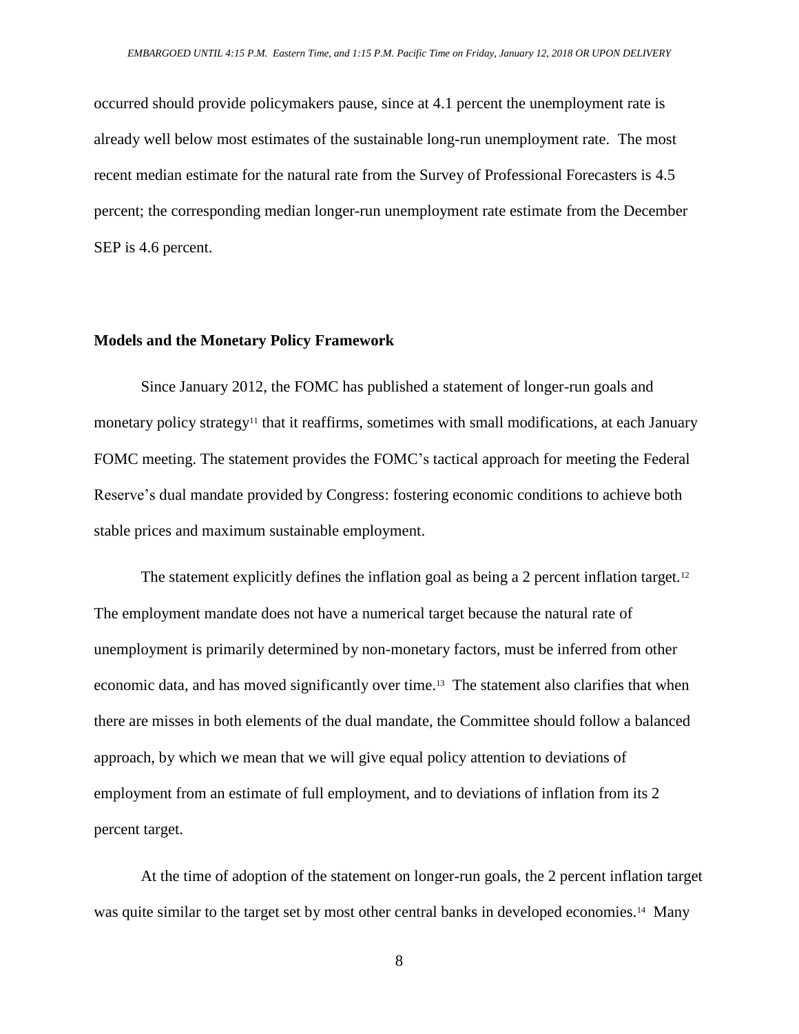occurred should provide policymakers pause, since at 4.1 percent the unemployment rate is already well below most estimates of the sustainable long-run unemployment rate. The most recent median estimate for the natural rate from the Survey of Professional Forecasters is 4.5 percent; the corresponding median longer-run unemployment rate estimate from the December SEP is 4.6 percent.

## Models and the Monetary Policy Framework

Since January 2012, the FOMC has published a statement of longer-run goals and monetary policy strategy[11] that it reaffirms, sometimes with small modifications, at each January FOMC meeting. The statement provides the FOMC's tactical approach for meeting the Federal Reserve's dual mandate provided by Congress: fostering economic conditions to achieve both stable prices and maximum sustainable employment.

The statement explicitly defines the inflation goal as being a 2 percent inflation target.[12] The employment mandate does not have a numerical target because the natural rate of unemployment is primarily determined by non-monetary factors, must be inferred from other economic data, and has moved significantly over time.[13] The statement also clarifies that when there are misses in both elements of the dual mandate, the Committee should follow a balanced approach, by which we mean that we will give equal policy attention to deviations of employment from an estimate of full employment, and to deviations of inflation from its 2 percent target.

At the time of adoption of the statement on longer-run goals, the 2 percent inflation target was quite similar to the target set by most other central banks in developed economies.[14] Many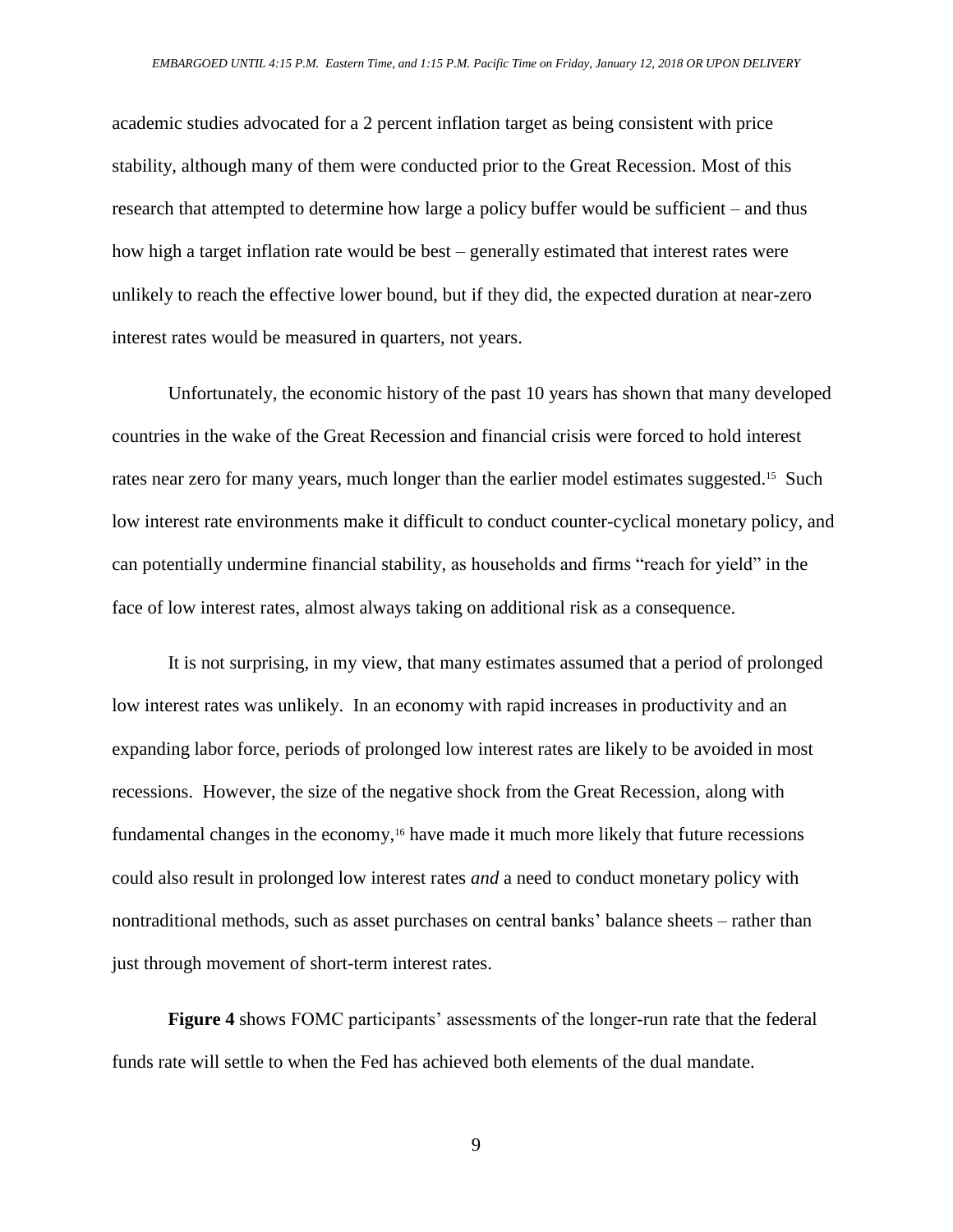academic studies advocated for a 2 percent inflation target as being consistent with price stability, although many of them were conducted prior to the Great Recession. Most of this research that attempted to determine how large a policy buffer would be sufficient – and thus how high a target inflation rate would be best – generally estimated that interest rates were unlikely to reach the effective lower bound, but if they did, the expected duration at near-zero interest rates would be measured in quarters, not years.

Unfortunately, the economic history of the past 10 years has shown that many developed countries in the wake of the Great Recession and financial crisis were forced to hold interest rates near zero for many years, much longer than the earlier model estimates suggested.[15] Such low interest rate environments make it difficult to conduct counter-cyclical monetary policy, and can potentially undermine financial stability, as households and firms "reach for yield" in the face of low interest rates, almost always taking on additional risk as a consequence.

It is not surprising, in my view, that many estimates assumed that a period of prolonged low interest rates was unlikely. In an economy with rapid increases in productivity and an expanding labor force, periods of prolonged low interest rates are likely to be avoided in most recessions. However, the size of the negative shock from the Great Recession, along with fundamental changes in the economy,[16] have made it much more likely that future recessions could also result in prolonged low interest rates *and* a need to conduct monetary policy with nontraditional methods, such as asset purchases on central banks' balance sheets – rather than just through movement of short-term interest rates.

**Figure 4** shows FOMC participants' assessments of the longer-run rate that the federal funds rate will settle to when the Fed has achieved both elements of the dual mandate.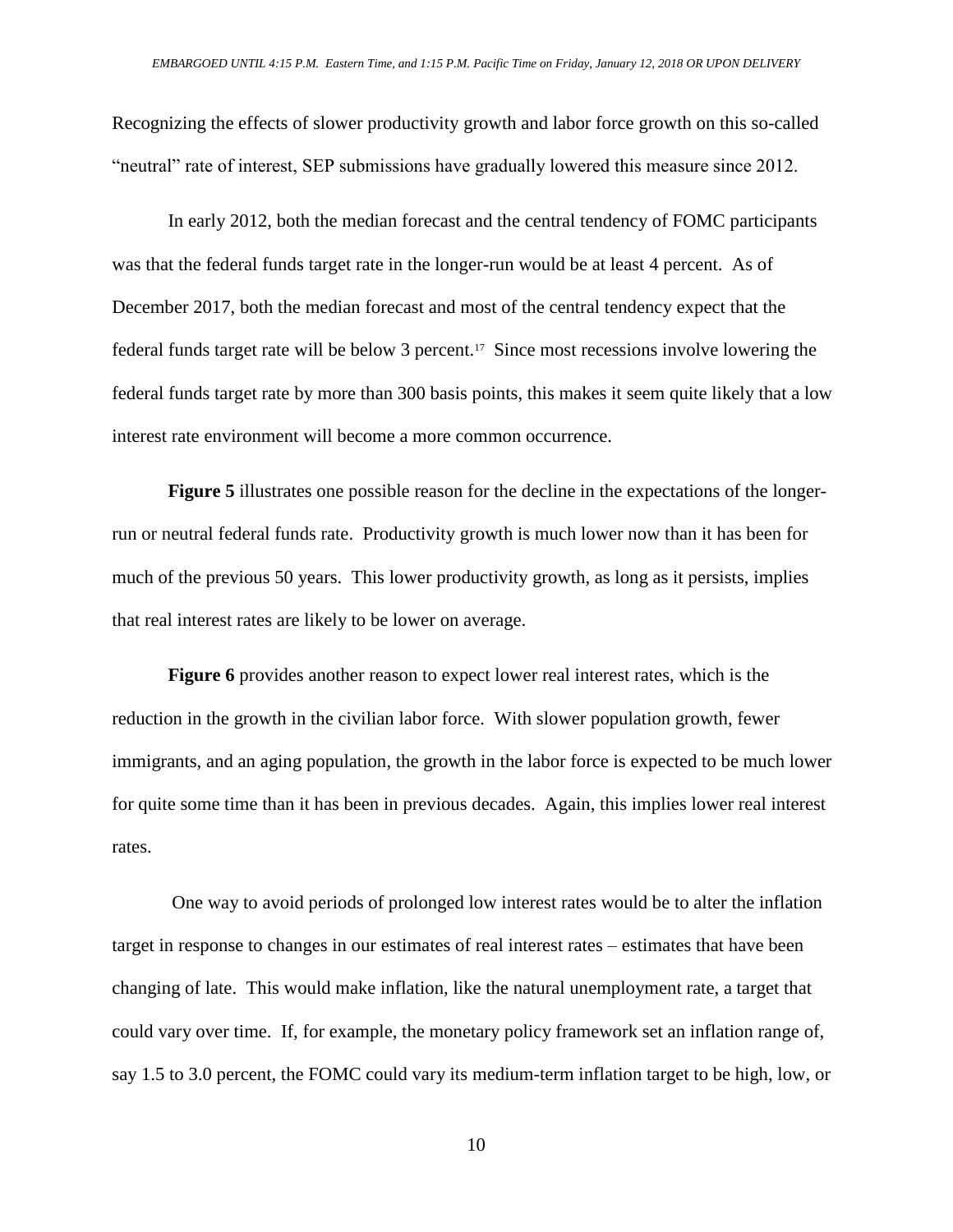Recognizing the effects of slower productivity growth and labor force growth on this so-called "neutral" rate of interest, SEP submissions have gradually lowered this measure since 2012.

In early 2012, both the median forecast and the central tendency of FOMC participants was that the federal funds target rate in the longer-run would be at least 4 percent. As of December 2017, both the median forecast and most of the central tendency expect that the federal funds target rate will be below 3 percent.[17] Since most recessions involve lowering the federal funds target rate by more than 300 basis points, this makes it seem quite likely that a low interest rate environment will become a more common occurrence.

**Figure 5** illustrates one possible reason for the decline in the expectations of the longer-run or neutral federal funds rate. Productivity growth is much lower now than it has been for much of the previous 50 years. This lower productivity growth, as long as it persists, implies that real interest rates are likely to be lower on average.

**Figure 6** provides another reason to expect lower real interest rates, which is the reduction in the growth in the civilian labor force. With slower population growth, fewer immigrants, and an aging population, the growth in the labor force is expected to be much lower for quite some time than it has been in previous decades. Again, this implies lower real interest rates.

One way to avoid periods of prolonged low interest rates would be to alter the inflation target in response to changes in our estimates of real interest rates – estimates that have been changing of late. This would make inflation, like the natural unemployment rate, a target that could vary over time. If, for example, the monetary policy framework set an inflation range of, say 1.5 to 3.0 percent, the FOMC could vary its medium-term inflation target to be high, low, or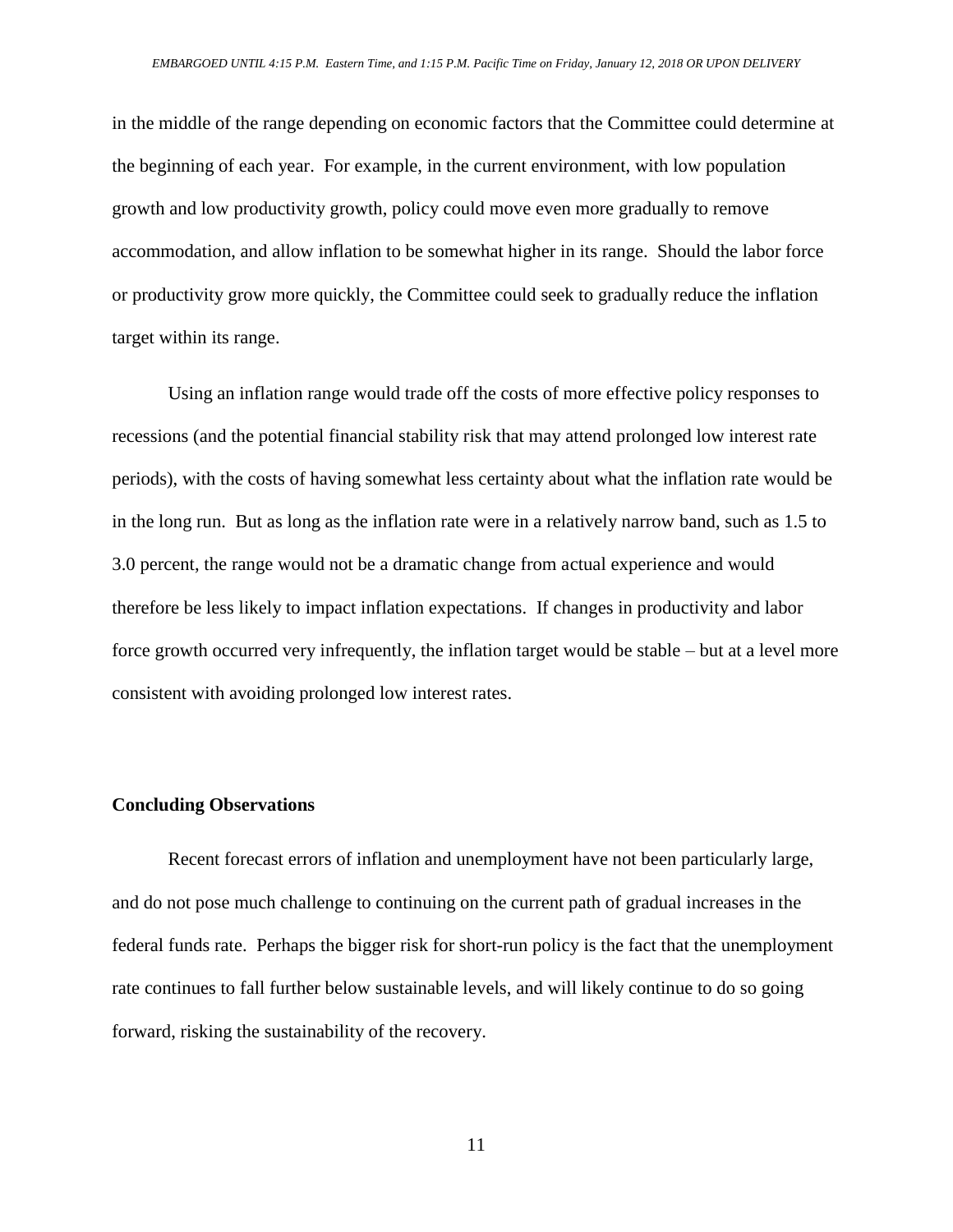in the middle of the range depending on economic factors that the Committee could determine at the beginning of each year. For example, in the current environment, with low population growth and low productivity growth, policy could move even more gradually to remove accommodation, and allow inflation to be somewhat higher in its range. Should the labor force or productivity grow more quickly, the Committee could seek to gradually reduce the inflation target within its range.

Using an inflation range would trade off the costs of more effective policy responses to recessions (and the potential financial stability risk that may attend prolonged low interest rate periods), with the costs of having somewhat less certainty about what the inflation rate would be in the long run. But as long as the inflation rate were in a relatively narrow band, such as 1.5 to 3.0 percent, the range would not be a dramatic change from actual experience and would therefore be less likely to impact inflation expectations. If changes in productivity and labor force growth occurred very infrequently, the inflation target would be stable – but at a level more consistent with avoiding prolonged low interest rates.

## Concluding Observations

Recent forecast errors of inflation and unemployment have not been particularly large, and do not pose much challenge to continuing on the current path of gradual increases in the federal funds rate. Perhaps the bigger risk for short-run policy is the fact that the unemployment rate continues to fall further below sustainable levels, and will likely continue to do so going forward, risking the sustainability of the recovery.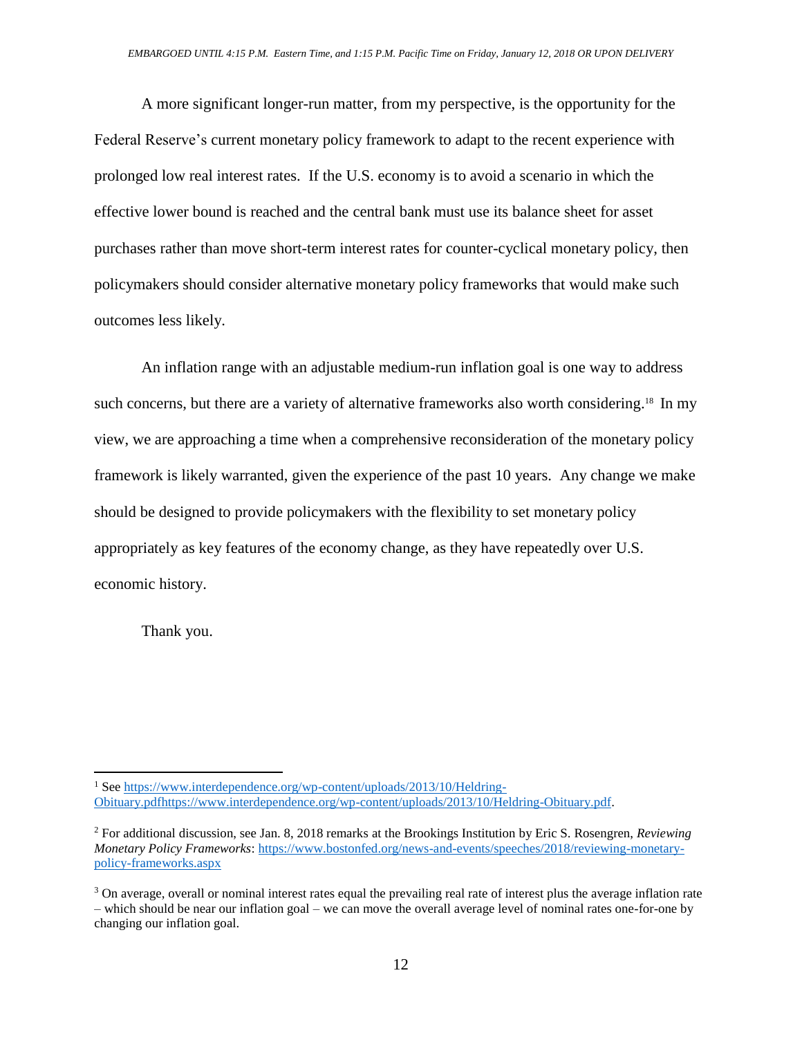A more significant longer-run matter, from my perspective, is the opportunity for the Federal Reserve's current monetary policy framework to adapt to the recent experience with prolonged low real interest rates. If the U.S. economy is to avoid a scenario in which the effective lower bound is reached and the central bank must use its balance sheet for asset purchases rather than move short-term interest rates for counter-cyclical monetary policy, then policymakers should consider alternative monetary policy frameworks that would make such outcomes less likely.

An inflation range with an adjustable medium-run inflation goal is one way to address such concerns, but there are a variety of alternative frameworks also worth considering.[18] In my view, we are approaching a time when a comprehensive reconsideration of the monetary policy framework is likely warranted, given the experience of the past 10 years. Any change we make should be designed to provide policymakers with the flexibility to set monetary policy appropriately as key features of the economy change, as they have repeatedly over U.S. economic history.

Thank you.

---

[1] See https://www.interdependence.org/wp-content/uploads/2013/10/Heldring-Obituary.pdfhttps://www.interdependence.org/wp-content/uploads/2013/10/Heldring-Obituary.pdf.

[2] For additional discussion, see Jan. 8, 2018 remarks at the Brookings Institution by Eric S. Rosengren, *Reviewing Monetary Policy Frameworks*: https://www.bostonfed.org/news-and-events/speeches/2018/reviewing-monetary-policy-frameworks.aspx

[3] On average, overall or nominal interest rates equal the prevailing real rate of interest plus the average inflation rate – which should be near our inflation goal – we can move the overall average level of nominal rates one-for-one by changing our inflation goal.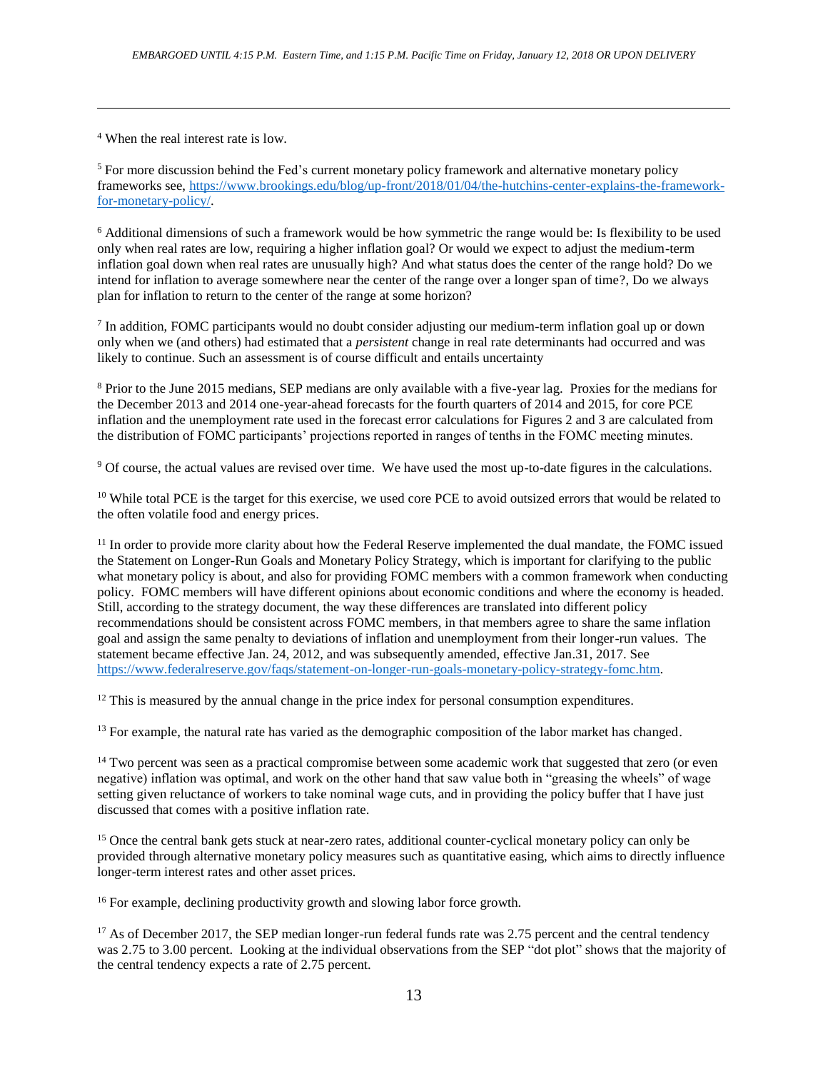[4] When the real interest rate is low.

[5] For more discussion behind the Fed's current monetary policy framework and alternative monetary policy frameworks see, https://www.brookings.edu/blog/up-front/2018/01/04/the-hutchins-center-explains-the-framework-for-monetary-policy/.

[6] Additional dimensions of such a framework would be how symmetric the range would be: Is flexibility to be used only when real rates are low, requiring a higher inflation goal? Or would we expect to adjust the medium-term inflation goal down when real rates are unusually high? And what status does the center of the range hold? Do we intend for inflation to average somewhere near the center of the range over a longer span of time?, Do we always plan for inflation to return to the center of the range at some horizon?

[7] In addition, FOMC participants would no doubt consider adjusting our medium-term inflation goal up or down only when we (and others) had estimated that a *persistent* change in real rate determinants had occurred and was likely to continue. Such an assessment is of course difficult and entails uncertainty

[8] Prior to the June 2015 medians, SEP medians are only available with a five-year lag. Proxies for the medians for the December 2013 and 2014 one-year-ahead forecasts for the fourth quarters of 2014 and 2015, for core PCE inflation and the unemployment rate used in the forecast error calculations for Figures 2 and 3 are calculated from the distribution of FOMC participants' projections reported in ranges of tenths in the FOMC meeting minutes.

[9] Of course, the actual values are revised over time. We have used the most up-to-date figures in the calculations.

[10] While total PCE is the target for this exercise, we used core PCE to avoid outsized errors that would be related to the often volatile food and energy prices.

[11] In order to provide more clarity about how the Federal Reserve implemented the dual mandate, the FOMC issued the Statement on Longer-Run Goals and Monetary Policy Strategy, which is important for clarifying to the public what monetary policy is about, and also for providing FOMC members with a common framework when conducting policy. FOMC members will have different opinions about economic conditions and where the economy is headed. Still, according to the strategy document, the way these differences are translated into different policy recommendations should be consistent across FOMC members, in that members agree to share the same inflation goal and assign the same penalty to deviations of inflation and unemployment from their longer-run values. The statement became effective Jan. 24, 2012, and was subsequently amended, effective Jan.31, 2017. See https://www.federalreserve.gov/faqs/statement-on-longer-run-goals-monetary-policy-strategy-fomc.htm.

[12] This is measured by the annual change in the price index for personal consumption expenditures.

[13] For example, the natural rate has varied as the demographic composition of the labor market has changed.

[14] Two percent was seen as a practical compromise between some academic work that suggested that zero (or even negative) inflation was optimal, and work on the other hand that saw value both in "greasing the wheels" of wage setting given reluctance of workers to take nominal wage cuts, and in providing the policy buffer that I have just discussed that comes with a positive inflation rate.

[15] Once the central bank gets stuck at near-zero rates, additional counter-cyclical monetary policy can only be provided through alternative monetary policy measures such as quantitative easing, which aims to directly influence longer-term interest rates and other asset prices.

[16] For example, declining productivity growth and slowing labor force growth.

[17] As of December 2017, the SEP median longer-run federal funds rate was 2.75 percent and the central tendency was 2.75 to 3.00 percent. Looking at the individual observations from the SEP "dot plot" shows that the majority of the central tendency expects a rate of 2.75 percent.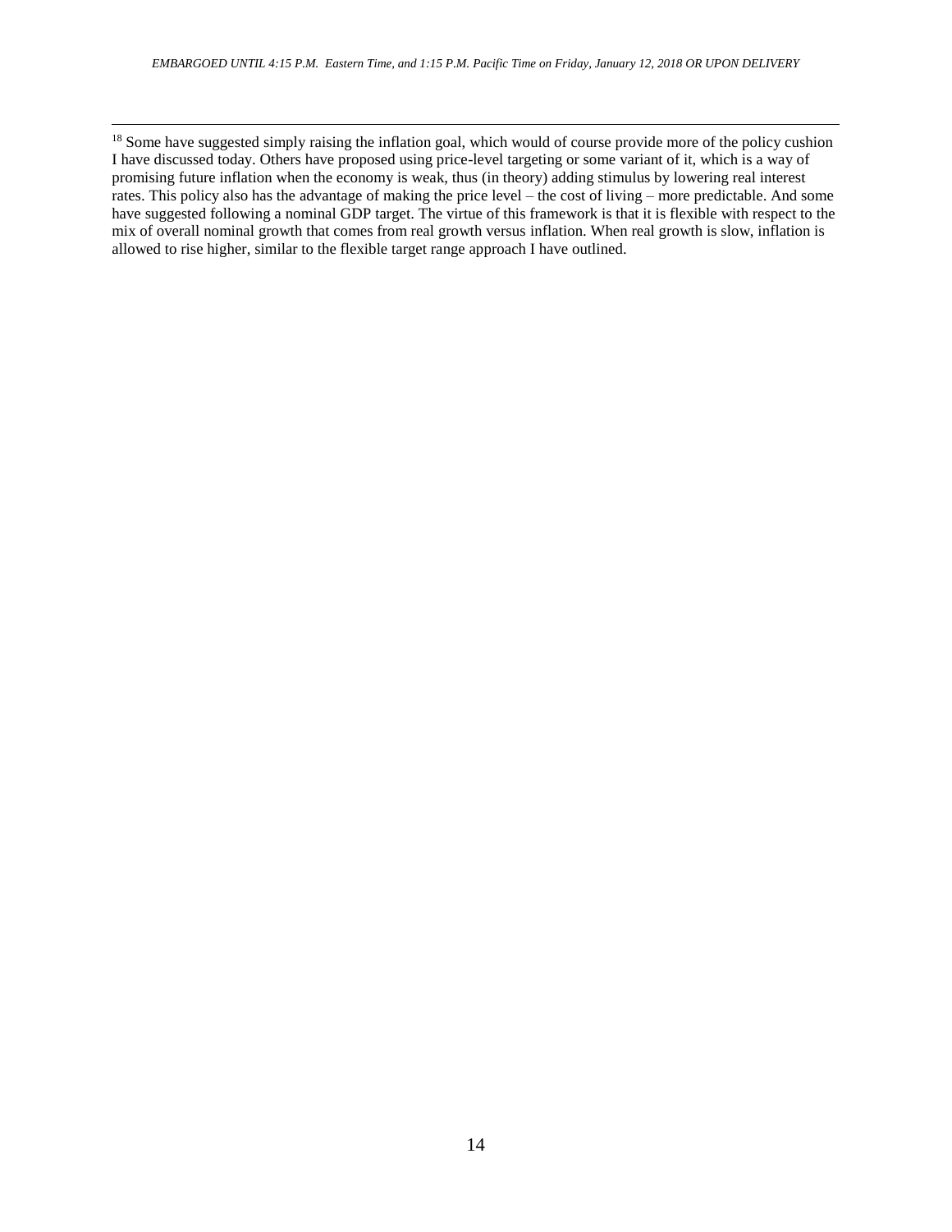[18] Some have suggested simply raising the inflation goal, which would of course provide more of the policy cushion I have discussed today. Others have proposed using price-level targeting or some variant of it, which is a way of promising future inflation when the economy is weak, thus (in theory) adding stimulus by lowering real interest rates. This policy also has the advantage of making the price level – the cost of living – more predictable. And some have suggested following a nominal GDP target. The virtue of this framework is that it is flexible with respect to the mix of overall nominal growth that comes from real growth versus inflation. When real growth is slow, inflation is allowed to rise higher, similar to the flexible target range approach I have outlined.